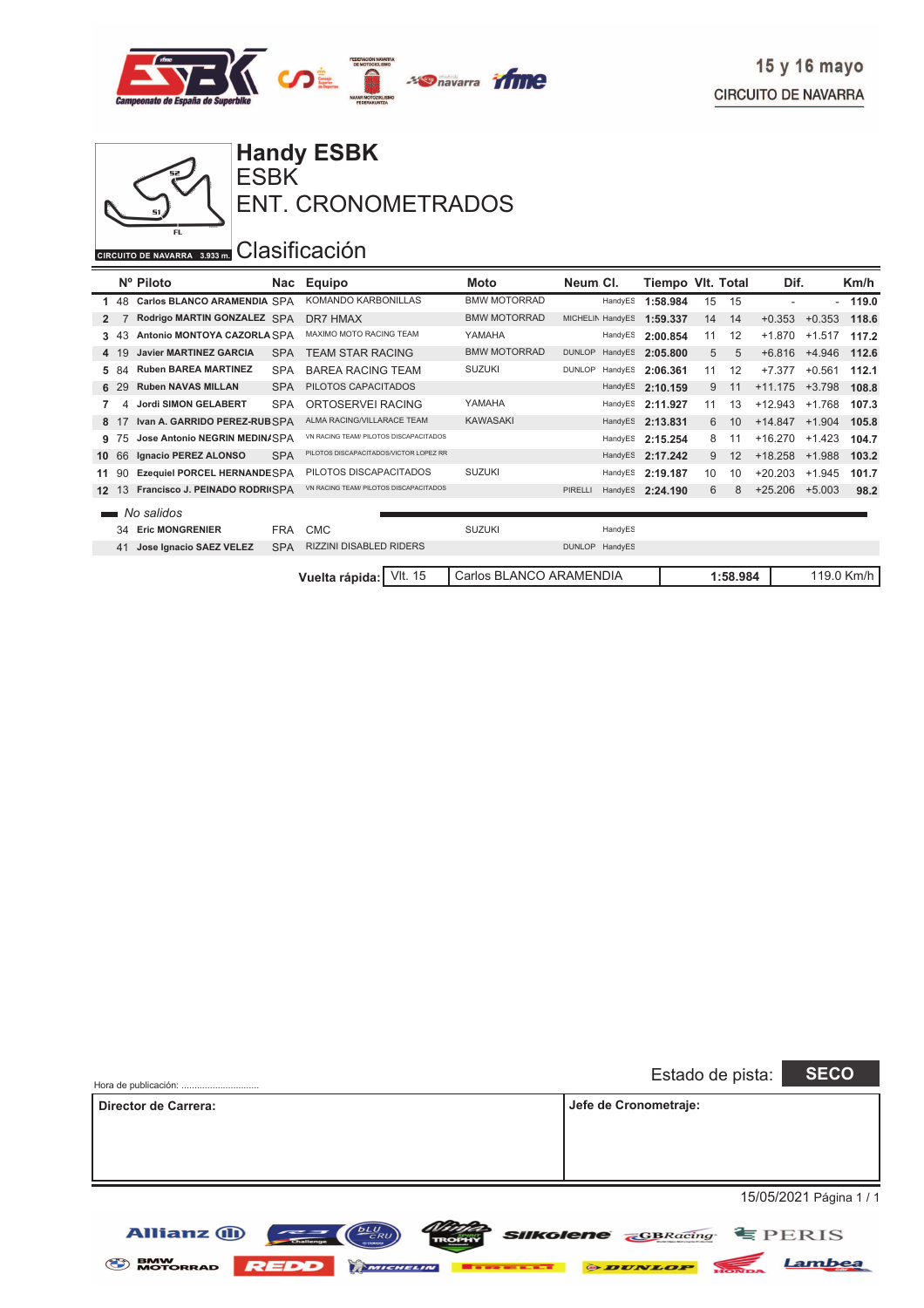15 y 16 mayo

CIRCUITO DE NAVARRA

# Handy ESBK

## ESBK

## ENT. CRONOMETRADOS

## Clasificación

CIRCUITO DE NAVARRA 3.933 m.

| | Nº | Piloto | Nac | Equipo | Moto | Neum | Cl. | Tiempo | Vlt. | Total | Dif. | | Km/h |
|---|---|---|---|---|---|---|---|---|---|---|---|---|---|
| 1 | 48 | **Carlos BLANCO ARAMENDIA** | SPA | KOMANDO KARBONILLAS | BMW MOTORRAD | | HandyES | **1:58.984** | 15 | 15 | - | - | **119.0** |
| 2 | 7 | **Rodrigo MARTIN GONZALEZ** | SPA | DR7 HMAX | BMW MOTORRAD | MICHELIN | HandyES | **1:59.337** | 14 | 14 | +0.353 | +0.353 | **118.6** |
| 3 | 43 | **Antonio MONTOYA CAZORLA** | SPA | MAXIMO MOTO RACING TEAM | YAMAHA | | HandyES | **2:00.854** | 11 | 12 | +1.870 | +1.517 | **117.2** |
| 4 | 19 | **Javier MARTINEZ GARCIA** | SPA | TEAM STAR RACING | BMW MOTORRAD | DUNLOP | HandyES | **2:05.800** | 5 | 5 | +6.816 | +4.946 | **112.6** |
| 5 | 84 | **Ruben BAREA MARTINEZ** | SPA | BAREA RACING TEAM | SUZUKI | DUNLOP | HandyES | **2:06.361** | 11 | 12 | +7.377 | +0.561 | **112.1** |
| 6 | 29 | **Ruben NAVAS MILLAN** | SPA | PILOTOS CAPACITADOS | | | HandyES | **2:10.159** | 9 | 11 | +11.175 | +3.798 | **108.8** |
| 7 | 4 | **Jordi SIMON GELABERT** | SPA | ORTOSERVEI RACING | YAMAHA | | HandyES | **2:11.927** | 11 | 13 | +12.943 | +1.768 | **107.3** |
| 8 | 17 | **Ivan A. GARRIDO PEREZ-RUB** | SPA | ALMA RACING/VILLARACE TEAM | KAWASAKI | | HandyES | **2:13.831** | 6 | 10 | +14.847 | +1.904 | **105.8** |
| 9 | 75 | **Jose Antonio NEGRIN MEDINA** | SPA | VN RACING TEAM/ PILOTOS DISCAPACITADOS | | | HandyES | **2:15.254** | 8 | 11 | +16.270 | +1.423 | **104.7** |
| 10 | 66 | **Ignacio PEREZ ALONSO** | SPA | PILOTOS DISCAPACITADOS/VICTOR LOPEZ RR | | | HandyES | **2:17.242** | 9 | 12 | +18.258 | +1.988 | **103.2** |
| 11 | 90 | **Ezequiel PORCEL HERNANDE** | SPA | PILOTOS DISCAPACITADOS | SUZUKI | | HandyES | **2:19.187** | 10 | 10 | +20.203 | +1.945 | **101.7** |
| 12 | 13 | **Francisco J. PEINADO RODRI** | SPA | VN RACING TEAM/ PILOTOS DISCAPACITADOS | | PIRELLI | HandyES | **2:24.190** | 6 | 8 | +25.206 | +5.003 | **98.2** |

*No salidos*

| | Nº | Piloto | Nac | Equipo | Moto | Neum | Cl. |
|---|---|---|---|---|---|---|---|
| | 34 | **Eric MONGRENIER** | FRA | CMC | SUZUKI | | HandyES |
| | 41 | **Jose Ignacio SAEZ VELEZ** | SPA | RIZZINI DISABLED RIDERS | | DUNLOP | HandyES |

**Vuelta rápida:** Vlt. 15 | Carlos BLANCO ARAMENDIA | **1:58.984** | 119.0 Km/h

Hora de publicación: ..............................

Estado de pista: **SECO**

**Director de Carrera:**

**Jefe de Cronometraje:**

15/05/2021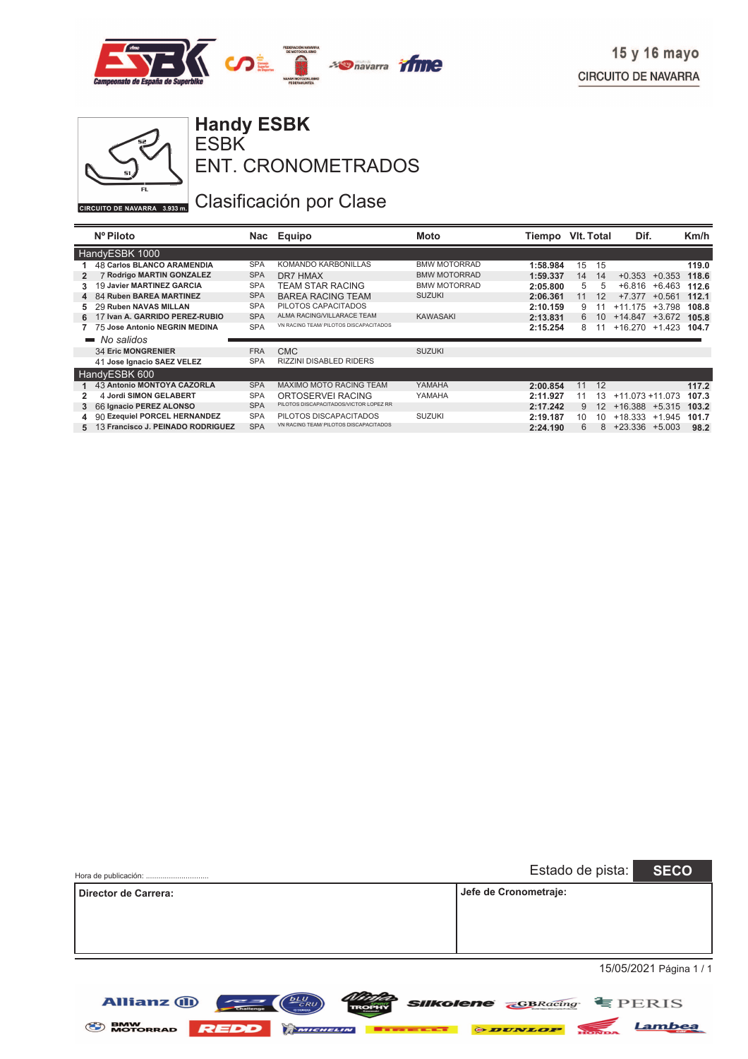15 y 16 mayo
CIRCUITO DE NAVARRA

CIRCUITO DE NAVARRA 3.933 m.

# Handy ESBK

ESBK

ENT. CRONOMETRADOS

## Clasificación por Clase

| | Nº Piloto | Nac | Equipo | Moto | Tiempo | Vlt. | Total | Dif. | | Km/h |
|---|---|---|---|---|---|---|---|---|---|---|
| **HandyESBK 1000** | | | | | | | | | | |
| 1 | 48 **Carlos BLANCO ARAMENDIA** | SPA | KOMANDO KARBONILLAS | BMW MOTORRAD | **1:58.984** | 15 | 15 | | | **119.0** |
| 2 | 7 **Rodrigo MARTIN GONZALEZ** | SPA | DR7 HMAX | BMW MOTORRAD | **1:59.337** | 14 | 14 | +0.353 | +0.353 | **118.6** |
| 3 | 19 **Javier MARTINEZ GARCIA** | SPA | TEAM STAR RACING | BMW MOTORRAD | **2:05.800** | 5 | 5 | +6.816 | +6.463 | **112.6** |
| 4 | 84 **Ruben BAREA MARTINEZ** | SPA | BAREA RACING TEAM | SUZUKI | **2:06.361** | 11 | 12 | +7.377 | +0.561 | **112.1** |
| 5 | 29 **Ruben NAVAS MILLAN** | SPA | PILOTOS CAPACITADOS | | **2:10.159** | 9 | 11 | +11.175 | +3.798 | **108.8** |
| 6 | 17 **Ivan A. GARRIDO PEREZ-RUBIO** | SPA | ALMA RACING/VILLARACE TEAM | KAWASAKI | **2:13.831** | 6 | 10 | +14.847 | +3.672 | **105.8** |
| 7 | 75 **Jose Antonio NEGRIN MEDINA** | SPA | VN RACING TEAM PILOTOS DISCAPACITADOS | | **2:15.254** | 8 | 11 | +16.270 | +1.423 | **104.7** |
| *No salidos* | | | | | | | | | | |
| | 34 **Eric MONGRENIER** | FRA | CMC | SUZUKI | | | | | | |
| | 41 **Jose Ignacio SAEZ VELEZ** | SPA | RIZZINI DISABLED RIDERS | | | | | | | |
| **HandyESBK 600** | | | | | | | | | | |
| 1 | 43 **Antonio MONTOYA CAZORLA** | SPA | MAXIMO MOTO RACING TEAM | YAMAHA | **2:00.854** | 11 | 12 | | | **117.2** |
| 2 | 4 **Jordi SIMON GELABERT** | SPA | ORTOSERVEI RACING | YAMAHA | **2:11.927** | 11 | 13 | +11.073 | +11.073 | **107.3** |
| 3 | 66 **Ignacio PEREZ ALONSO** | SPA | PILOTOS DISCAPACITADOS/VICTOR LOPEZ RR | | **2:17.242** | 9 | 12 | +16.388 | +5.315 | **103.2** |
| 4 | 90 **Ezequiel PORCEL HERNANDEZ** | SPA | PILOTOS DISCAPACITADOS | SUZUKI | **2:19.187** | 10 | 10 | +18.333 | +1.945 | **101.7** |
| 5 | 13 **Francisco J. PEINADO RODRIGUEZ** | SPA | VN RACING TEAM PILOTOS DISCAPACITADOS | | **2:24.190** | 6 | 8 | +23.336 | +5.003 | **98.2** |

Hora de publicación: ..............................

Estado de pista: **SECO**

| Director de Carrera: | Jefe de Cronometraje: |
|---|---|
| | |

15/05/2021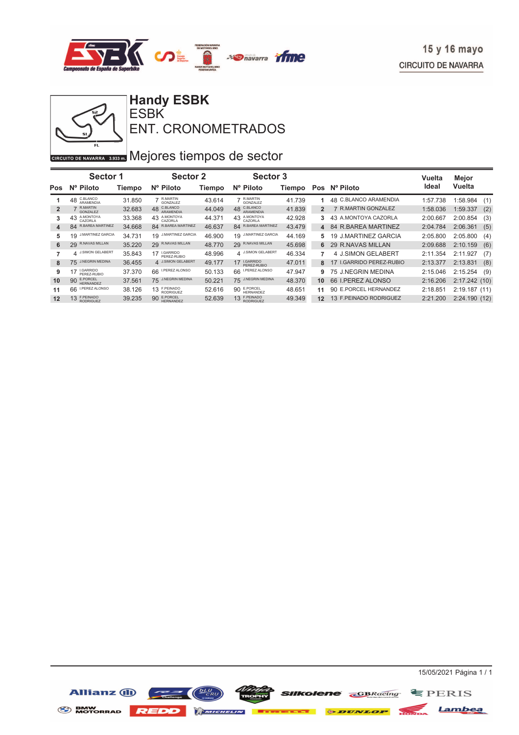15 y 16 mayo

CIRCUITO DE NAVARRA

# Handy ESBK

ESBK

ENT. CRONOMETRADOS

CIRCUITO DE NAVARRA 3.933 m.

## Mejores tiempos de sector

| Pos | Sector 1 Nº Piloto | | Tiempo | Sector 2 Nº Piloto | | Tiempo | Sector 3 Nº Piloto | | Tiempo | Pos | Nº Piloto | Vuelta Ideal | Mejor Vuelta | |
|---|---|---|---|---|---|---|---|---|---|---|---|---|---|---|
| 1 | 48 | C.BLANCO ARAMENDIA | 31.850 | 7 | R.MARTIN GONZALEZ | 43.614 | 7 | R.MARTIN GONZALEZ | 41.739 | 1 | 48 C.BLANCO ARAMENDIA | 1:57.738 | 1:58.984 | (1) |
| 2 | 7 | R.MARTIN GONZALEZ | 32.683 | 48 | C.BLANCO ARAMENDIA | 44.049 | 48 | C.BLANCO ARAMENDIA | 41.839 | 2 | 7 R.MARTIN GONZALEZ | 1:58.036 | 1:59.337 | (2) |
| 3 | 43 | A.MONTOYA CAZORLA | 33.368 | 43 | A.MONTOYA CAZORLA | 44.371 | 43 | A.MONTOYA CAZORLA | 42.928 | 3 | 43 A.MONTOYA CAZORLA | 2:00.667 | 2:00.854 | (3) |
| 4 | 84 | R.BAREA MARTINEZ | 34.668 | 84 | R.BAREA MARTINEZ | 46.637 | 84 | R.BAREA MARTINEZ | 43.479 | 4 | 84 R.BAREA MARTINEZ | 2:04.784 | 2:06.361 | (5) |
| 5 | 19 | J.MARTINEZ GARCIA | 34.731 | 19 | J.MARTINEZ GARCIA | 46.900 | 19 | J.MARTINEZ GARCIA | 44.169 | 5 | 19 J.MARTINEZ GARCIA | 2:05.800 | 2:05.800 | (4) |
| 6 | 29 | R.NAVAS MILLAN | 35.220 | 29 | R.NAVAS MILLAN | 48.770 | 29 | R.NAVAS MILLAN | 45.698 | 6 | 29 R.NAVAS MILLAN | 2:09.688 | 2:10.159 | (6) |
| 7 | 4 | J.SIMON GELABERT | 35.843 | 17 | I.GARRIDO PEREZ-RUBIO | 48.996 | 4 | J.SIMON GELABERT | 46.334 | 7 | 4 J.SIMON GELABERT | 2:11.354 | 2:11.927 | (7) |
| 8 | 75 | J.NEGRIN MEDINA | 36.455 | 4 | J.SIMON GELABERT | 49.177 | 17 | I.GARRIDO PEREZ-RUBIO | 47.011 | 8 | 17 I.GARRIDO PEREZ-RUBIO | 2:13.377 | 2:13.831 | (8) |
| 9 | 17 | I.GARRIDO PEREZ-RUBIO | 37.370 | 66 | I.PEREZ ALONSO | 50.133 | 66 | I.PEREZ ALONSO | 47.947 | 9 | 75 J.NEGRIN MEDINA | 2:15.046 | 2:15.254 | (9) |
| 10 | 90 | E.PORCEL HERNANDEZ | 37.561 | 75 | J.NEGRIN MEDINA | 50.221 | 75 | J.NEGRIN MEDINA | 48.370 | 10 | 66 I.PEREZ ALONSO | 2:16.206 | 2:17.242 | (10) |
| 11 | 66 | I.PEREZ ALONSO | 38.126 | 13 | F.PEINADO RODRIGUEZ | 52.616 | 90 | E.PORCEL HERNANDEZ | 48.651 | 11 | 90 E.PORCEL HERNANDEZ | 2:18.851 | 2:19.187 | (11) |
| 12 | 13 | F.PEINADO RODRIGUEZ | 39.235 | 90 | E.PORCEL HERNANDEZ | 52.639 | 13 | F.PEINADO RODRIGUEZ | 49.349 | 12 | 13 F.PEINADO RODRIGUEZ | 2:21.200 | 2:24.190 | (12) |

15/05/2021 Página 1 / 1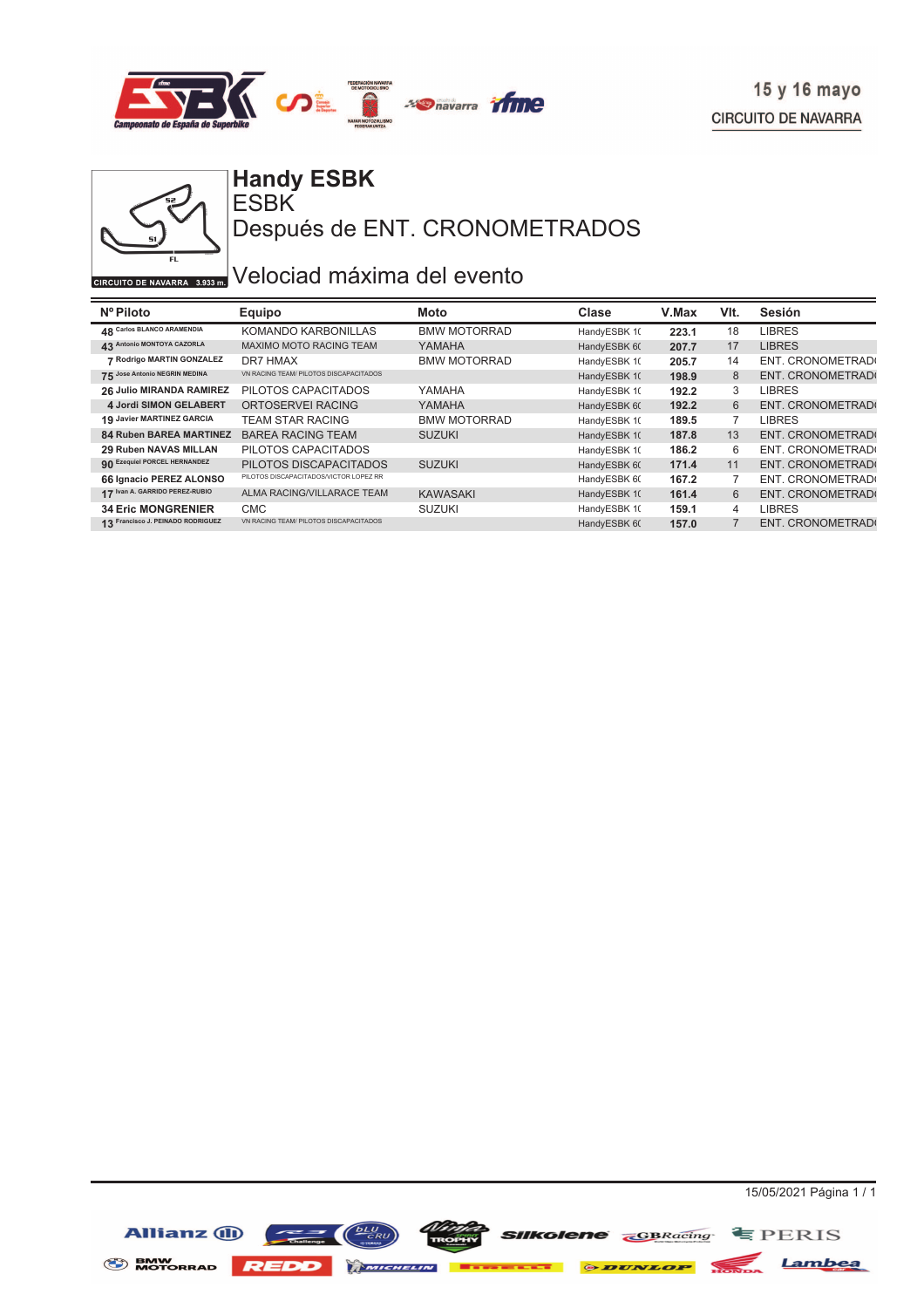15 y 16 mayo

CIRCUITO DE NAVARRA

CIRCUITO DE NAVARRA 3.933 m.

# Handy ESBK

## ESBK

## Después de ENT. CRONOMETRADOS

## Velociad máxima del evento

| Nº | Piloto | Equipo | Moto | Clase | V.Max | Vlt. | Sesión |
|---|---|---|---|---|---|---|---|
| 48 | Carlos BLANCO ARAMENDIA | KOMANDO KARBONILLAS | BMW MOTORRAD | HandyESBK 1( | 223.1 | 18 | LIBRES |
| 43 | Antonio MONTOYA CAZORLA | MAXIMO MOTO RACING TEAM | YAMAHA | HandyESBK 6( | 207.7 | 17 | LIBRES |
| 7 | Rodrigo MARTIN GONZALEZ | DR7 HMAX | BMW MOTORRAD | HandyESBK 1( | 205.7 | 14 | ENT. CRONOMETRAD( |
| 75 | Jose Antonio NEGRIN MEDINA | VN RACING TEAM/ PILOTOS DISCAPACITADOS | | HandyESBK 1( | 198.9 | 8 | ENT. CRONOMETRAD( |
| 26 | Julio MIRANDA RAMIREZ | PILOTOS CAPACITADOS | YAMAHA | HandyESBK 1( | 192.2 | 3 | LIBRES |
| 4 | Jordi SIMON GELABERT | ORTOSERVEI RACING | YAMAHA | HandyESBK 6( | 192.2 | 6 | ENT. CRONOMETRAD( |
| 19 | Javier MARTINEZ GARCIA | TEAM STAR RACING | BMW MOTORRAD | HandyESBK 1( | 189.5 | 7 | LIBRES |
| 84 | Ruben BAREA MARTINEZ | BAREA RACING TEAM | SUZUKI | HandyESBK 1( | 187.8 | 13 | ENT. CRONOMETRAD( |
| 29 | Ruben NAVAS MILLAN | PILOTOS CAPACITADOS | | HandyESBK 1( | 186.2 | 6 | ENT. CRONOMETRAD( |
| 90 | Ezequiel PORCEL HERNANDEZ | PILOTOS DISCAPACITADOS | SUZUKI | HandyESBK 6( | 171.4 | 11 | ENT. CRONOMETRAD( |
| 66 | Ignacio PEREZ ALONSO | PILOTOS DISCAPACITADOS/VICTOR LOPEZ RR | | HandyESBK 6( | 167.2 | 7 | ENT. CRONOMETRAD( |
| 17 | Ivan A. GARRIDO PEREZ-RUBIO | ALMA RACING/VILLARACE TEAM | KAWASAKI | HandyESBK 1( | 161.4 | 6 | ENT. CRONOMETRAD( |
| 34 | Eric MONGRENIER | CMC | SUZUKI | HandyESBK 1( | 159.1 | 4 | LIBRES |
| 13 | Francisco J. PEINADO RODRIGUEZ | VN RACING TEAM/ PILOTOS DISCAPACITADOS | | HandyESBK 6( | 157.0 | 7 | ENT. CRONOMETRAD( |

15/05/2021 Página 1 / 1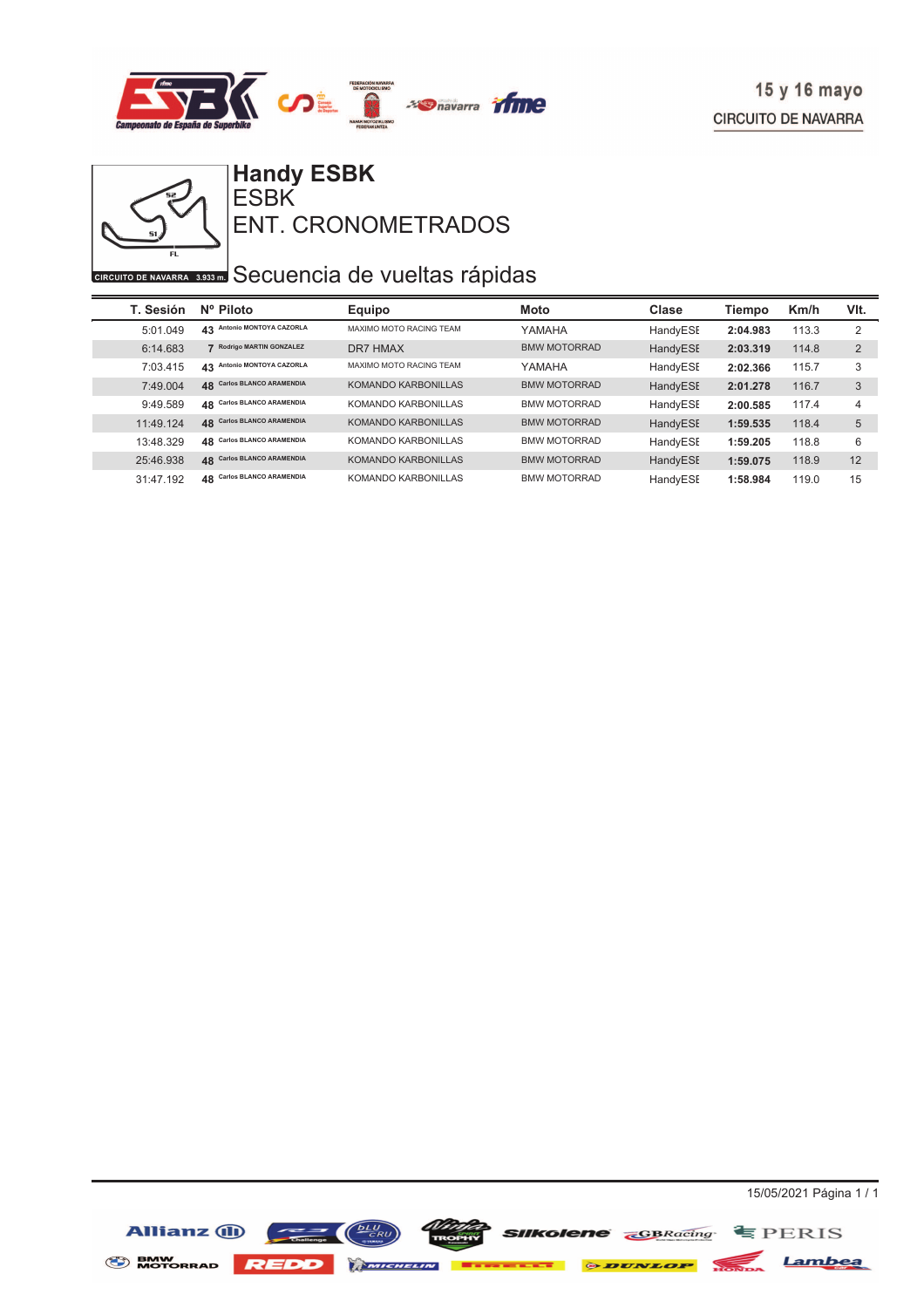15 y 16 mayo

CIRCUITO DE NAVARRA

CIRCUITO DE NAVARRA 3.933 m.

# Handy ESBK

## ESBK

## ENT. CRONOMETRADOS

## Secuencia de vueltas rápidas

| T. Sesión | Nº Piloto | Equipo | Moto | Clase | Tiempo | Km/h | Vlt. |
|---|---|---|---|---|---|---|---|
| 5:01.049 | 43 Antonio MONTOYA CAZORLA | MAXIMO MOTO RACING TEAM | YAMAHA | HandyESE | **2:04.983** | 113.3 | 2 |
| 6:14.683 | 7 Rodrigo MARTIN GONZALEZ | DR7 HMAX | BMW MOTORRAD | HandyESE | **2:03.319** | 114.8 | 2 |
| 7:03.415 | 43 Antonio MONTOYA CAZORLA | MAXIMO MOTO RACING TEAM | YAMAHA | HandyESE | **2:02.366** | 115.7 | 3 |
| 7:49.004 | 48 Carlos BLANCO ARAMENDIA | KOMANDO KARBONILLAS | BMW MOTORRAD | HandyESE | **2:01.278** | 116.7 | 3 |
| 9:49.589 | 48 Carlos BLANCO ARAMENDIA | KOMANDO KARBONILLAS | BMW MOTORRAD | HandyESE | **2:00.585** | 117.4 | 4 |
| 11:49.124 | 48 Carlos BLANCO ARAMENDIA | KOMANDO KARBONILLAS | BMW MOTORRAD | HandyESE | **1:59.535** | 118.4 | 5 |
| 13:48.329 | 48 Carlos BLANCO ARAMENDIA | KOMANDO KARBONILLAS | BMW MOTORRAD | HandyESE | **1:59.205** | 118.8 | 6 |
| 25:46.938 | 48 Carlos BLANCO ARAMENDIA | KOMANDO KARBONILLAS | BMW MOTORRAD | HandyESE | **1:59.075** | 118.9 | 12 |
| 31:47.192 | 48 Carlos BLANCO ARAMENDIA | KOMANDO KARBONILLAS | BMW MOTORRAD | HandyESE | **1:58.984** | 119.0 | 15 |

15/05/2021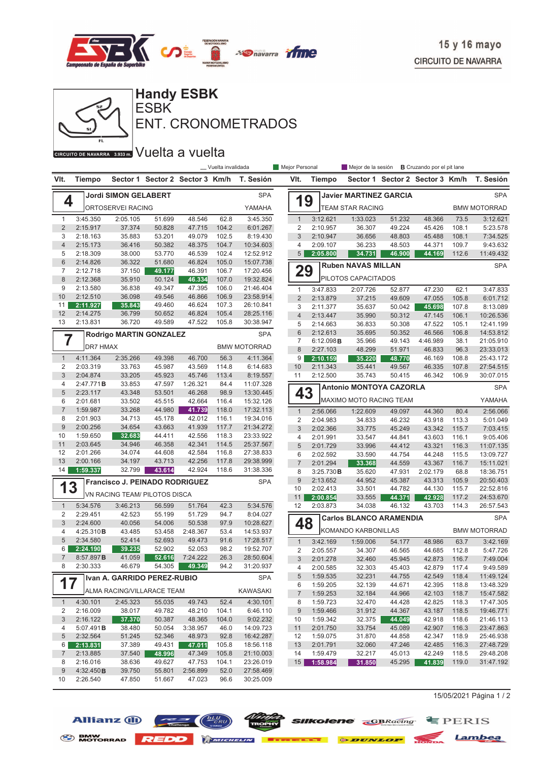15 y 16 mayo

CIRCUITO DE NAVARRA

# Handy ESBK

## ESBK

## ENT. CRONOMETRADOS

CIRCUITO DE NAVARRA 3.933 m.

## Vuelta a vuelta

_ Vuelta invalidada | Mejor Personal | Mejor de la sesión | B Cruzando por el pit lane

### 4 Jordi SIMON GELABERT — SPA
ORTOSERVEI RACING — YAMAHA

| Vlt. | Tiempo | Sector 1 | Sector 2 | Sector 3 | Km/h | T. Sesión |
|---|---|---|---|---|---|---|
| 1 | 3:45.350 | 2:05.105 | 51.699 | 48.546 | 62.8 | 3:45.350 |
| 2 | 2:15.917 | 37.374 | 50.828 | 47.715 | 104.2 | 6:01.267 |
| 3 | 2:18.163 | 35.883 | 53.201 | 49.079 | 102.5 | 8:19.430 |
| 4 | 2:15.173 | 36.416 | 50.382 | 48.375 | 104.7 | 10:34.603 |
| 5 | 2:18.309 | 38.000 | 53.770 | 46.539 | 102.4 | 12:52.912 |
| 6 | 2:14.826 | 36.322 | 51.680 | 46.824 | 105.0 | 15:07.738 |
| 7 | 2:12.718 | 37.150 | 49.177 | 46.391 | 106.7 | 17:20.456 |
| 8 | 2:12.368 | 35.910 | 50.124 | 46.334 | 107.0 | 19:32.824 |
| 9 | 2:13.580 | 36.838 | 49.347 | 47.395 | 106.0 | 21:46.404 |
| 10 | 2:12.510 | 36.098 | 49.546 | 46.866 | 106.9 | 23:58.914 |
| 11 | 2:11.927 | 35.843 | 49.460 | 46.624 | 107.3 | 26:10.841 |
| 12 | 2:14.275 | 36.799 | 50.652 | 46.824 | 105.4 | 28:25.116 |
| 13 | 2:13.831 | 36.720 | 49.589 | 47.522 | 105.8 | 30:38.947 |

### 7 Rodrigo MARTIN GONZALEZ — SPA
DR7 HMAX — BMW MOTORRAD

| Vlt. | Tiempo | Sector 1 | Sector 2 | Sector 3 | Km/h | T. Sesión |
|---|---|---|---|---|---|---|
| 1 | 4:11.364 | 2:35.266 | 49.398 | 46.700 | 56.3 | 4:11.364 |
| 2 | 2:03.319 | 33.763 | 45.987 | 43.569 | 114.8 | 6:14.683 |
| 3 | 2:04.874 | 33.205 | 45.923 | 45.746 | 113.4 | 8:19.557 |
| 4 | 2:47.771B | 33.853 | 47.597 | 1:26.321 | 84.4 | 11:07.328 |
| 5 | 2:23.117 | 43.348 | 53.501 | 46.268 | 98.9 | 13:30.445 |
| 6 | 2:01.681 | 33.502 | 45.515 | 42.664 | 116.4 | 15:32.126 |
| 7 | 1:59.987 | 33.268 | 44.980 | 41.739 | 118.0 | 17:32.113 |
| 8 | 2:01.903 | 34.713 | 45.178 | 42.012 | 116.1 | 19:34.016 |
| 9 | 2:00.256 | 34.654 | 43.663 | 41.939 | 117.7 | 21:34.272 |
| 10 | 1:59.650 | 32.683 | 44.411 | 42.556 | 118.3 | 23:33.922 |
| 11 | 2:03.645 | 34.946 | 46.358 | 42.341 | 114.5 | 25:37.567 |
| 12 | 2:01.266 | 34.074 | 44.608 | 42.584 | 116.8 | 27:38.833 |
| 13 | 2:00.166 | 34.197 | 43.713 | 42.256 | 117.8 | 29:38.999 |
| 14 | 1:59.337 | 32.799 | 43.614 | 42.924 | 118.6 | 31:38.336 |

### 13 Francisco J. PEINADO RODRIGUEZ — SPA
VN RACING TEAM/ PILOTOS DISCA

| Vlt. | Tiempo | Sector 1 | Sector 2 | Sector 3 | Km/h | T. Sesión |
|---|---|---|---|---|---|---|
| 1 | 5:34.576 | 3:46.213 | 56.599 | 51.764 | 42.3 | 5:34.576 |
| 2 | 2:29.451 | 42.523 | 55.199 | 51.729 | 94.7 | 8:04.027 |
| 3 | 2:24.600 | 40.056 | 54.006 | 50.538 | 97.9 | 10:28.627 |
| 4 | 4:25.310B | 43.485 | 53.458 | 2:48.367 | 53.4 | 14:53.937 |
| 5 | 2:34.580 | 52.414 | 52.893 | 49.473 | 91.6 | 17:28.517 |
| 6 | 2:24.190 | 39.235 | 52.902 | 52.053 | 98.2 | 19:52.707 |
| 7 | 8:57.897B | 41.059 | 52.616 | 7:24.222 | 26.3 | 28:50.604 |
| 8 | 2:30.333 | 46.679 | 54.305 | 49.349 | 94.2 | 31:20.937 |

### 17 Ivan A. GARRIDO PEREZ-RUBIO — SPA
ALMA RACING/VILLARACE TEAM — KAWASAKI

| Vlt. | Tiempo | Sector 1 | Sector 2 | Sector 3 | Km/h | T. Sesión |
|---|---|---|---|---|---|---|
| 1 | 4:30.101 | 2:45.323 | 55.035 | 49.743 | 52.4 | 4:30.101 |
| 2 | 2:16.009 | 38.017 | 49.782 | 48.210 | 104.1 | 6:46.110 |
| 3 | 2:16.122 | 37.370 | 50.387 | 48.365 | 104.0 | 9:02.232 |
| 4 | 5:07.491B | 38.480 | 50.054 | 3:38.957 | 46.0 | 14:09.723 |
| 5 | 2:32.564 | 51.245 | 52.346 | 48.973 | 92.8 | 16:42.287 |
| 6 | 2:13.831 | 37.389 | 49.431 | 47.011 | 105.8 | 18:56.118 |
| 7 | 2:13.885 | 37.540 | 48.996 | 47.349 | 105.8 | 21:10.003 |
| 8 | 2:16.016 | 38.636 | 49.627 | 47.753 | 104.1 | 23:26.019 |
| 9 | 4:32.450B | 39.750 | 55.801 | 2:56.899 | 52.0 | 27:58.469 |
| 10 | 2:26.540 | 47.850 | 51.667 | 47.023 | 96.6 | 30:25.009 |

### 19 Javier MARTINEZ GARCIA — SPA
TEAM STAR RACING — BMW MOTORRAD

| Vlt. | Tiempo | Sector 1 | Sector 2 | Sector 3 | Km/h | T. Sesión |
|---|---|---|---|---|---|---|
| 1 | 3:12.621 | 1:33.023 | 51.232 | 48.366 | 73.5 | 3:12.621 |
| 2 | 2:10.957 | 36.307 | 49.224 | 45.426 | 108.1 | 5:23.578 |
| 3 | 2:10.947 | 36.656 | 48.803 | 45.488 | 108.1 | 7:34.525 |
| 4 | 2:09.107 | 36.233 | 48.503 | 44.371 | 109.7 | 9:43.632 |
| 5 | 2:05.800 | 34.731 | 46.900 | 44.169 | 112.6 | 11:49.432 |

### 29 Ruben NAVAS MILLAN — SPA
PILOTOS CAPACITADOS

| Vlt. | Tiempo | Sector 1 | Sector 2 | Sector 3 | Km/h | T. Sesión |
|---|---|---|---|---|---|---|
| 1 | 3:47.833 | 2:07.726 | 52.877 | 47.230 | 62.1 | 3:47.833 |
| 2 | 2:13.879 | 37.215 | 49.609 | 47.055 | 105.8 | 6:01.712 |
| 3 | 2:11.377 | 35.637 | 50.042 | 45.698 | 107.8 | 8:13.089 |
| 4 | 2:13.447 | 35.990 | 50.312 | 47.145 | 106.1 | 10:26.536 |
| 5 | 2:14.663 | 36.833 | 50.308 | 47.522 | 105.1 | 12:41.199 |
| 6 | 2:12.613 | 35.695 | 50.352 | 46.566 | 106.8 | 14:53.812 |
| 7 | 6:12.098B | 35.966 | 49.143 | 4:46.989 | 38.1 | 21:05.910 |
| 8 | 2:27.103 | 48.299 | 51.971 | 46.833 | 96.3 | 23:33.013 |
| 9 | 2:10.159 | 35.220 | 48.770 | 46.169 | 108.8 | 25:43.172 |
| 10 | 2:11.343 | 35.441 | 49.567 | 46.335 | 107.8 | 27:54.515 |
| 11 | 2:12.500 | 35.743 | 50.415 | 46.342 | 106.9 | 30:07.015 |

### 43 Antonio MONTOYA CAZORLA — SPA
MAXIMO MOTO RACING TEAM — YAMAHA

| Vlt. | Tiempo | Sector 1 | Sector 2 | Sector 3 | Km/h | T. Sesión |
|---|---|---|---|---|---|---|
| 1 | 2:56.066 | 1:22.609 | 49.097 | 44.360 | 80.4 | 2:56.066 |
| 2 | 2:04.983 | 34.833 | 46.232 | 43.918 | 113.3 | 5:01.049 |
| 3 | 2:02.366 | 33.775 | 45.249 | 43.342 | 115.7 | 7:03.415 |
| 4 | 2:01.991 | 33.547 | 44.841 | 43.603 | 116.1 | 9:05.406 |
| 5 | 2:01.729 | 33.996 | 44.412 | 43.321 | 116.3 | 11:07.135 |
| 6 | 2:02.592 | 33.590 | 44.754 | 44.248 | 115.5 | 13:09.727 |
| 7 | 2:01.294 | 33.368 | 44.559 | 43.367 | 116.7 | 15:11.021 |
| 8 | 3:25.730B | 35.620 | 47.931 | 2:02.179 | 68.8 | 18:36.751 |
| 9 | 2:13.652 | 44.952 | 45.387 | 43.313 | 105.9 | 20:50.403 |
| 10 | 2:02.413 | 33.501 | 44.782 | 44.130 | 115.7 | 22:52.816 |
| 11 | 2:00.854 | 33.555 | 44.371 | 42.928 | 117.2 | 24:53.670 |
| 12 | 2:03.873 | 34.038 | 46.132 | 43.703 | 114.3 | 26:57.543 |

### 48 Carlos BLANCO ARAMENDIA — SPA
KOMANDO KARBONILLAS — BMW MOTORRAD

| Vlt. | Tiempo | Sector 1 | Sector 2 | Sector 3 | Km/h | T. Sesión |
|---|---|---|---|---|---|---|
| 1 | 3:42.169 | 1:59.006 | 54.177 | 48.986 | 63.7 | 3:42.169 |
| 2 | 2:05.557 | 34.307 | 46.565 | 44.685 | 112.8 | 5:47.726 |
| 3 | 2:01.278 | 32.460 | 45.945 | 42.873 | 116.7 | 7:49.004 |
| 4 | 2:00.585 | 32.303 | 45.403 | 42.879 | 117.4 | 9:49.589 |
| 5 | 1:59.535 | 32.231 | 44.755 | 42.549 | 118.4 | 11:49.124 |
| 6 | 1:59.205 | 32.139 | 44.671 | 42.395 | 118.8 | 13:48.329 |
| 7 | 1:59.253 | 32.184 | 44.966 | 42.103 | 118.7 | 15:47.582 |
| 8 | 1:59.723 | 32.470 | 44.428 | 42.825 | 118.3 | 17:47.305 |
| 9 | 1:59.466 | 31.912 | 44.367 | 43.187 | 118.5 | 19:46.771 |
| 10 | 1:59.342 | 32.375 | 44.049 | 42.918 | 118.6 | 21:46.113 |
| 11 | 2:01.750 | 33.754 | 45.089 | 42.907 | 116.3 | 23:47.863 |
| 12 | 1:59.075 | 31.870 | 44.858 | 42.347 | 118.9 | 25:46.938 |
| 13 | 2:01.791 | 32.060 | 47.246 | 42.485 | 116.3 | 27:48.729 |
| 14 | 1:59.479 | 32.217 | 45.013 | 42.249 | 118.5 | 29:48.208 |
| 15 | 1:58.984 | 31.850 | 45.295 | 41.839 | 119.0 | 31:47.192 |

15/05/2021 Página 1 / 2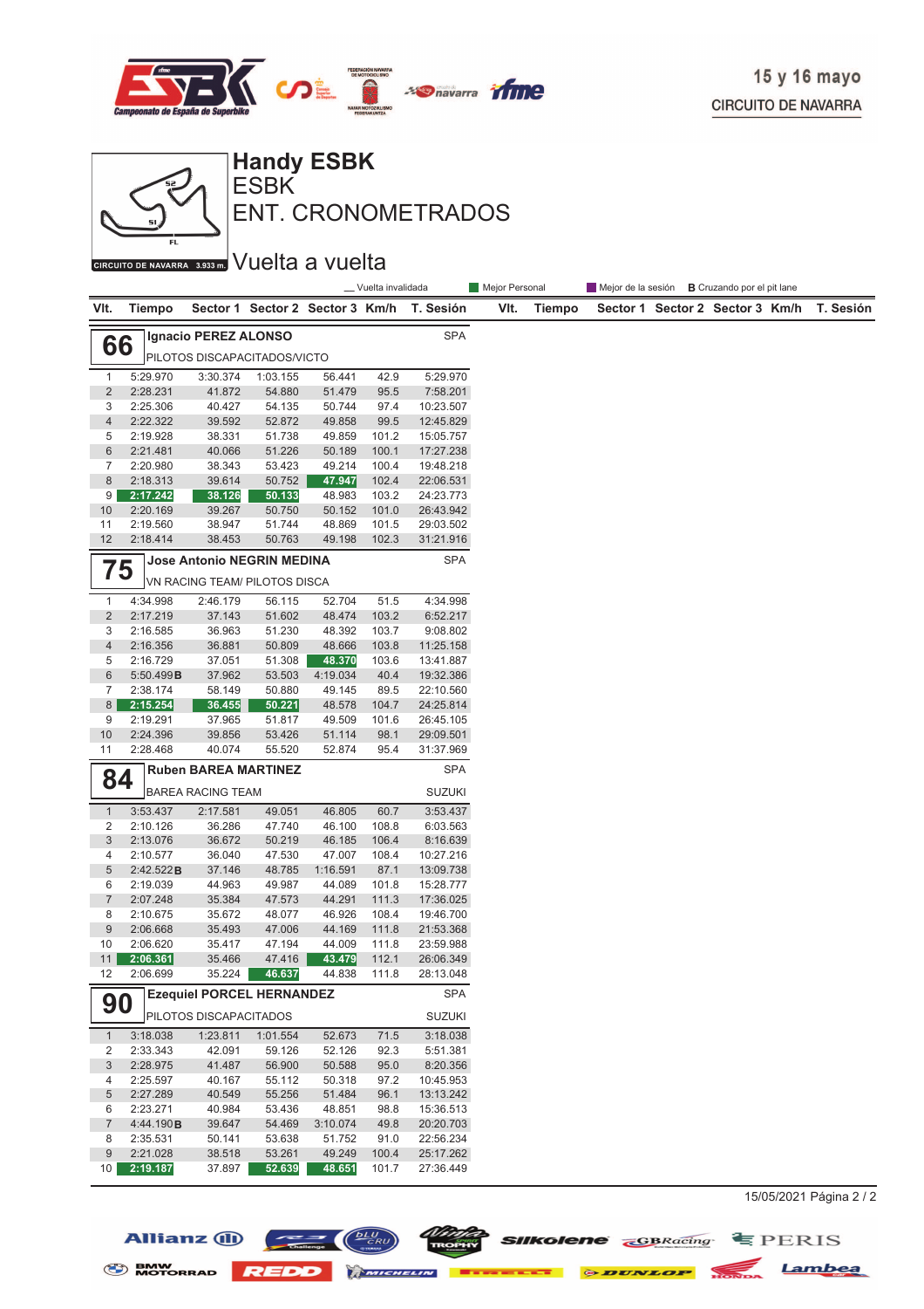15 y 16 mayo

CIRCUITO DE NAVARRA

# Handy ESBK

## ESBK

## ENT. CRONOMETRADOS

CIRCUITO DE NAVARRA 3.933 m.

## Vuelta a vuelta

__ Vuelta invalidada | Mejor Personal | Mejor de la sesión | B Cruzando por el pit lane

### 66 Ignacio PEREZ ALONSO — SPA

PILOTOS DISCAPACITADOS/VICTO

| Vlt. | Tiempo | Sector 1 | Sector 2 | Sector 3 | Km/h | T. Sesión |
|---|---|---|---|---|---|---|
| 1 | 5:29.970 | 3:30.374 | 1:03.155 | 56.441 | 42.9 | 5:29.970 |
| 2 | 2:28.231 | 41.872 | 54.880 | 51.479 | 95.5 | 7:58.201 |
| 3 | 2:25.306 | 40.427 | 54.135 | 50.744 | 97.4 | 10:23.507 |
| 4 | 2:22.322 | 39.592 | 52.872 | 49.858 | 99.5 | 12:45.829 |
| 5 | 2:19.928 | 38.331 | 51.738 | 49.859 | 101.2 | 15:05.757 |
| 6 | 2:21.481 | 40.066 | 51.226 | 50.189 | 100.1 | 17:27.238 |
| 7 | 2:20.980 | 38.343 | 53.423 | 49.214 | 100.4 | 19:48.218 |
| 8 | 2:18.313 | 39.614 | 50.752 | 47.947 | 102.4 | 22:06.531 |
| 9 | 2:17.242 | 38.126 | 50.133 | 48.983 | 103.2 | 24:23.773 |
| 10 | 2:20.169 | 39.267 | 50.750 | 50.152 | 101.0 | 26:43.942 |
| 11 | 2:19.560 | 38.947 | 51.744 | 48.869 | 101.5 | 29:03.502 |
| 12 | 2:18.414 | 38.453 | 50.763 | 49.198 | 102.3 | 31:21.916 |

### 75 Jose Antonio NEGRIN MEDINA — SPA

VN RACING TEAM/ PILOTOS DISCA

| Vlt. | Tiempo | Sector 1 | Sector 2 | Sector 3 | Km/h | T. Sesión |
|---|---|---|---|---|---|---|
| 1 | 4:34.998 | 2:46.179 | 56.115 | 52.704 | 51.5 | 4:34.998 |
| 2 | 2:17.219 | 37.143 | 51.602 | 48.474 | 103.2 | 6:52.217 |
| 3 | 2:16.585 | 36.963 | 51.230 | 48.392 | 103.7 | 9:08.802 |
| 4 | 2:16.356 | 36.881 | 50.809 | 48.666 | 103.8 | 11:25.158 |
| 5 | 2:16.729 | 37.051 | 51.308 | 48.370 | 103.6 | 13:41.887 |
| 6 | 5:50.499B | 37.962 | 53.503 | 4:19.034 | 40.4 | 19:32.386 |
| 7 | 2:38.174 | 58.149 | 50.880 | 49.145 | 89.5 | 22:10.560 |
| 8 | 2:15.254 | 36.455 | 50.221 | 48.578 | 104.7 | 24:25.814 |
| 9 | 2:19.291 | 37.965 | 51.817 | 49.509 | 101.6 | 26:45.105 |
| 10 | 2:24.396 | 39.856 | 53.426 | 51.114 | 98.1 | 29:09.501 |
| 11 | 2:28.468 | 40.074 | 55.520 | 52.874 | 95.4 | 31:37.969 |

### 84 Ruben BAREA MARTINEZ — SPA

BAREA RACING TEAM — SUZUKI

| Vlt. | Tiempo | Sector 1 | Sector 2 | Sector 3 | Km/h | T. Sesión |
|---|---|---|---|---|---|---|
| 1 | 3:53.437 | 2:17.581 | 49.051 | 46.805 | 60.7 | 3:53.437 |
| 2 | 2:10.126 | 36.286 | 47.740 | 46.100 | 108.8 | 6:03.563 |
| 3 | 2:13.076 | 36.672 | 50.219 | 46.185 | 106.4 | 8:16.639 |
| 4 | 2:10.577 | 36.040 | 47.530 | 47.007 | 108.4 | 10:27.216 |
| 5 | 2:42.522B | 37.146 | 48.785 | 1:16.591 | 87.1 | 13:09.738 |
| 6 | 2:19.039 | 44.963 | 49.987 | 44.089 | 101.8 | 15:28.777 |
| 7 | 2:07.248 | 35.384 | 47.573 | 44.291 | 111.3 | 17:36.025 |
| 8 | 2:10.675 | 35.672 | 48.077 | 46.926 | 108.4 | 19:46.700 |
| 9 | 2:06.668 | 35.493 | 47.006 | 44.169 | 111.8 | 21:53.368 |
| 10 | 2:06.620 | 35.417 | 47.194 | 44.009 | 111.8 | 23:59.988 |
| 11 | 2:06.361 | 35.466 | 47.416 | 43.479 | 112.1 | 26:06.349 |
| 12 | 2:06.699 | 35.224 | 46.637 | 44.838 | 111.8 | 28:13.048 |

### 90 Ezequiel PORCEL HERNANDEZ — SPA

PILOTOS DISCAPACITADOS — SUZUKI

| Vlt. | Tiempo | Sector 1 | Sector 2 | Sector 3 | Km/h | T. Sesión |
|---|---|---|---|---|---|---|
| 1 | 3:18.038 | 1:23.811 | 1:01.554 | 52.673 | 71.5 | 3:18.038 |
| 2 | 2:33.343 | 42.091 | 59.126 | 52.126 | 92.3 | 5:51.381 |
| 3 | 2:28.975 | 41.487 | 56.900 | 50.588 | 95.0 | 8:20.356 |
| 4 | 2:25.597 | 40.167 | 55.112 | 50.318 | 97.2 | 10:45.953 |
| 5 | 2:27.289 | 40.549 | 55.256 | 51.484 | 96.1 | 13:13.242 |
| 6 | 2:23.271 | 40.984 | 53.436 | 48.851 | 98.8 | 15:36.513 |
| 7 | 4:44.190B | 39.647 | 54.469 | 3:10.074 | 49.8 | 20:20.703 |
| 8 | 2:35.531 | 50.141 | 53.638 | 51.752 | 91.0 | 22:56.234 |
| 9 | 2:21.028 | 38.518 | 53.261 | 49.249 | 100.4 | 25:17.262 |
| 10 | 2:19.187 | 37.897 | 52.639 | 48.651 | 101.7 | 27:36.449 |

15/05/2021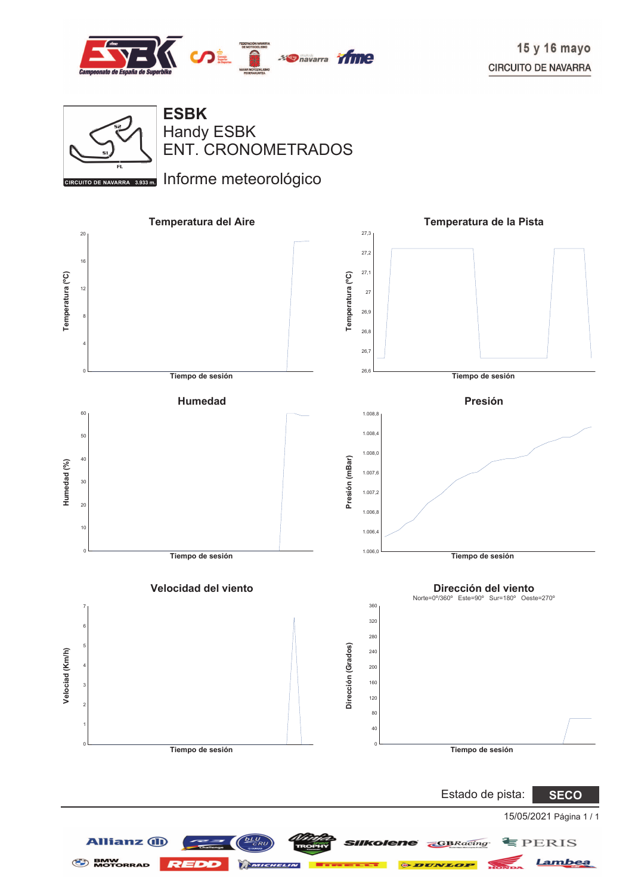15 y 16 mayo

CIRCUITO DE NAVARRA

# ESBK

Handy ESBK

ENT. CRONOMETRADOS

CIRCUITO DE NAVARRA 3.933 m.

## Informe meteorológico

### Temperatura del Aire

Temperatura (ºC)

20
16
12
8
4
0

Tiempo de sesión

### Temperatura de la Pista

Temperatura (ºC)

27,3
27,2
27,1
27
26,9
26,8
26,7
26,6

Tiempo de sesión

### Humedad

Humedad (%)

60
50
40
30
20
10
0

Tiempo de sesión

### Presión

Presión (mBar)

1.008,8
1.008,4
1.008,0
1.007,6
1.007,2
1.006,8
1.006,4
1.006,0

Tiempo de sesión

### Velocidad del viento

Velocidad (Km/h)

7
6
5
4
3
2
1
0

Tiempo de sesión

### Dirección del viento

Norte=0º/360º Este=90º Sur=180º Oeste=270º

Dirección (Grados)

360
320
280
240
200
160
120
80
40
0

Tiempo de sesión

Estado de pista: **SECO**

15/05/2021